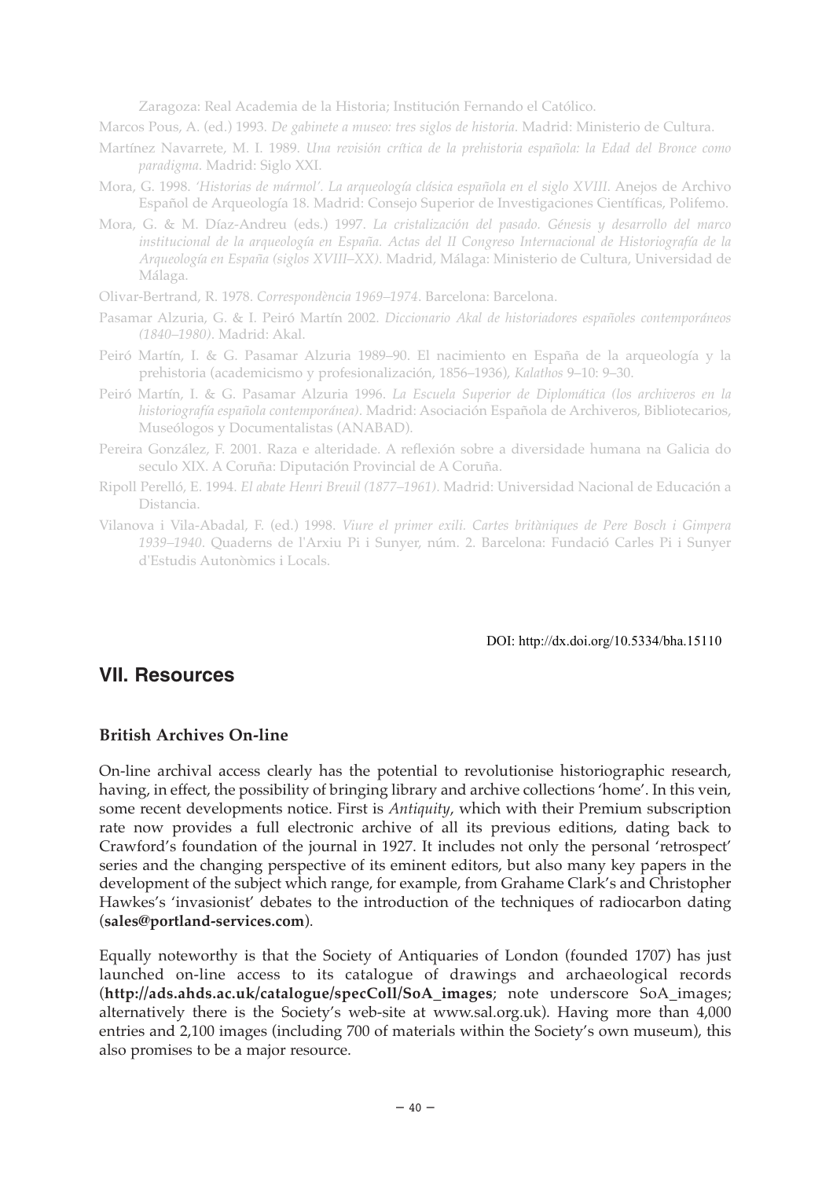Zaragoza: Real Academia de la Historia; Institución Fernando el Católico.

Marcos Pous, A. (ed.) 1993. *De gabinete a museo: tres siglos de historia*. Madrid: Ministerio de Cultura.

Martínez Navarrete, M. I. 1989. *Una revisión crítica de la prehistoria española: la Edad del Bronce como paradigma*. Madrid: Siglo XXI.

Mora, G. 1998. *'Historias de mármol'. La arqueología clásica española en el siglo XVIII*. Anejos de Archivo Español de Arqueología 18. Madrid: Consejo Superior de Investigaciones Científicas, Polifemo.

Mora, G. & M. Díaz-Andreu (eds.) 1997. *La cristalización del pasado. Génesis y desarrollo del marco institucional de la arqueología en España. Actas del II Congreso Internacional de Historiografía de la Arqueología en España (siglos XVIII–XX)*. Madrid, Málaga: Ministerio de Cultura, Universidad de Málaga.

Olivar-Bertrand, R. 1978. *Correspondència 1969–1974*. Barcelona: Barcelona.

Pasamar Alzuria, G. & I. Peiró Martín 2002. *Diccionario Akal de historiadores españoles contemporáneos (1840–1980)*. Madrid: Akal.

Peiró Martín, I. & G. Pasamar Alzuria 1989–90. El nacimiento en España de la arqueología y la prehistoria (academicismo y profesionalización, 1856–1936), *Kalathos* 9–10: 9–30.

Peiró Martín, I. & G. Pasamar Alzuria 1996. *La Escuela Superior de Diplomática (los archiveros en la historiografía española contemporánea)*. Madrid: Asociación Española de Archiveros, Bibliotecarios, Museólogos y Documentalistas (ANABAD).

Pereira González, F. 2001. Raza e alteridade. A reflexión sobre a diversidade humana na Galicia do seculo XIX. A Coruña: Diputación Provincial de A Coruña.

Ripoll Perelló, E. 1994. *El abate Henri Breuil (1877–1961)*. Madrid: Universidad Nacional de Educación a Distancia.

Vilanova i Vila-Abadal, F. (ed.) 1998. *Viure el primer exili. Cartes britàniques de Pere Bosch i Gimpera 1939–1940*. Quaderns de l'Arxiu Pi i Sunyer, núm. 2. Barcelona: Fundació Carles Pi i Sunyer d'Estudis Autonòmics i Locals.

DOI: http://dx.doi.org/10.5334/bha.15110

## VII. Resources

### British Archives On-line

On-line archival access clearly has the potential to revolutionise historiographic research, having, in effect, the possibility of bringing library and archive collections 'home'. In this vein, some recent developments notice. First is *Antiquity*, which with their Premium subscription rate now provides a full electronic archive of all its previous editions, dating back to Crawford's foundation of the journal in 1927. It includes not only the personal 'retrospect' series and the changing perspective of its eminent editors, but also many key papers in the development of the subject which range, for example, from Grahame Clark's and Christopher Hawkes's 'invasionist' debates to the introduction of the techniques of radiocarbon dating (**sales@portland-services.com**).

Equally noteworthy is that the Society of Antiquaries of London (founded 1707) has just launched on-line access to its catalogue of drawings and archaeological records (**http://ads.ahds.ac.uk/catalogue/specColl/SoA_images**; note underscore SoA_images; alternatively there is the Society's web-site at www.sal.org.uk). Having more than 4,000 entries and 2,100 images (including 700 of materials within the Society's own museum), this also promises to be a major resource.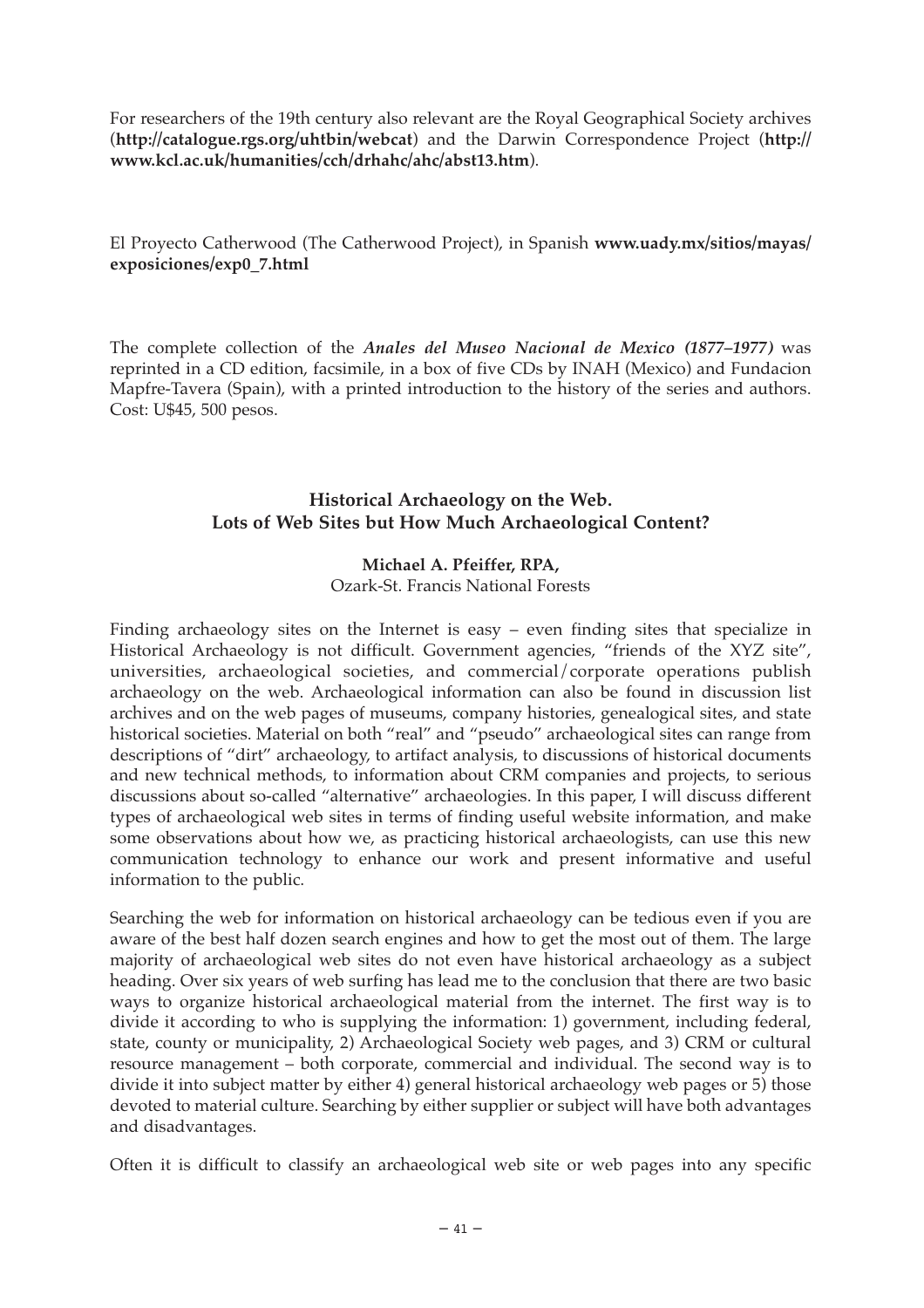For researchers of the 19th century also relevant are the Royal Geographical Society archives (**http://catalogue.rgs.org/uhtbin/webcat**) and the Darwin Correspondence Project (**http://www.kcl.ac.uk/humanities/cch/drhahc/ahc/abst13.htm**).

El Proyecto Catherwood (The Catherwood Project), in Spanish **www.uady.mx/sitios/mayas/exposiciones/exp0_7.html**

The complete collection of the ***Anales del Museo Nacional de Mexico (1877–1977)*** was reprinted in a CD edition, facsimile, in a box of five CDs by INAH (Mexico) and Fundacion Mapfre-Tavera (Spain), with a printed introduction to the history of the series and authors. Cost: U$45, 500 pesos.

## Historical Archaeology on the Web. Lots of Web Sites but How Much Archaeological Content?

**Michael A. Pfeiffer, RPA,**
Ozark-St. Francis National Forests

Finding archaeology sites on the Internet is easy – even finding sites that specialize in Historical Archaeology is not difficult. Government agencies, "friends of the XYZ site", universities, archaeological societies, and commercial/corporate operations publish archaeology on the web. Archaeological information can also be found in discussion list archives and on the web pages of museums, company histories, genealogical sites, and state historical societies. Material on both "real" and "pseudo" archaeological sites can range from descriptions of "dirt" archaeology, to artifact analysis, to discussions of historical documents and new technical methods, to information about CRM companies and projects, to serious discussions about so-called "alternative" archaeologies. In this paper, I will discuss different types of archaeological web sites in terms of finding useful website information, and make some observations about how we, as practicing historical archaeologists, can use this new communication technology to enhance our work and present informative and useful information to the public.

Searching the web for information on historical archaeology can be tedious even if you are aware of the best half dozen search engines and how to get the most out of them. The large majority of archaeological web sites do not even have historical archaeology as a subject heading. Over six years of web surfing has lead me to the conclusion that there are two basic ways to organize historical archaeological material from the internet. The first way is to divide it according to who is supplying the information: 1) government, including federal, state, county or municipality, 2) Archaeological Society web pages, and 3) CRM or cultural resource management – both corporate, commercial and individual. The second way is to divide it into subject matter by either 4) general historical archaeology web pages or 5) those devoted to material culture. Searching by either supplier or subject will have both advantages and disadvantages.

Often it is difficult to classify an archaeological web site or web pages into any specific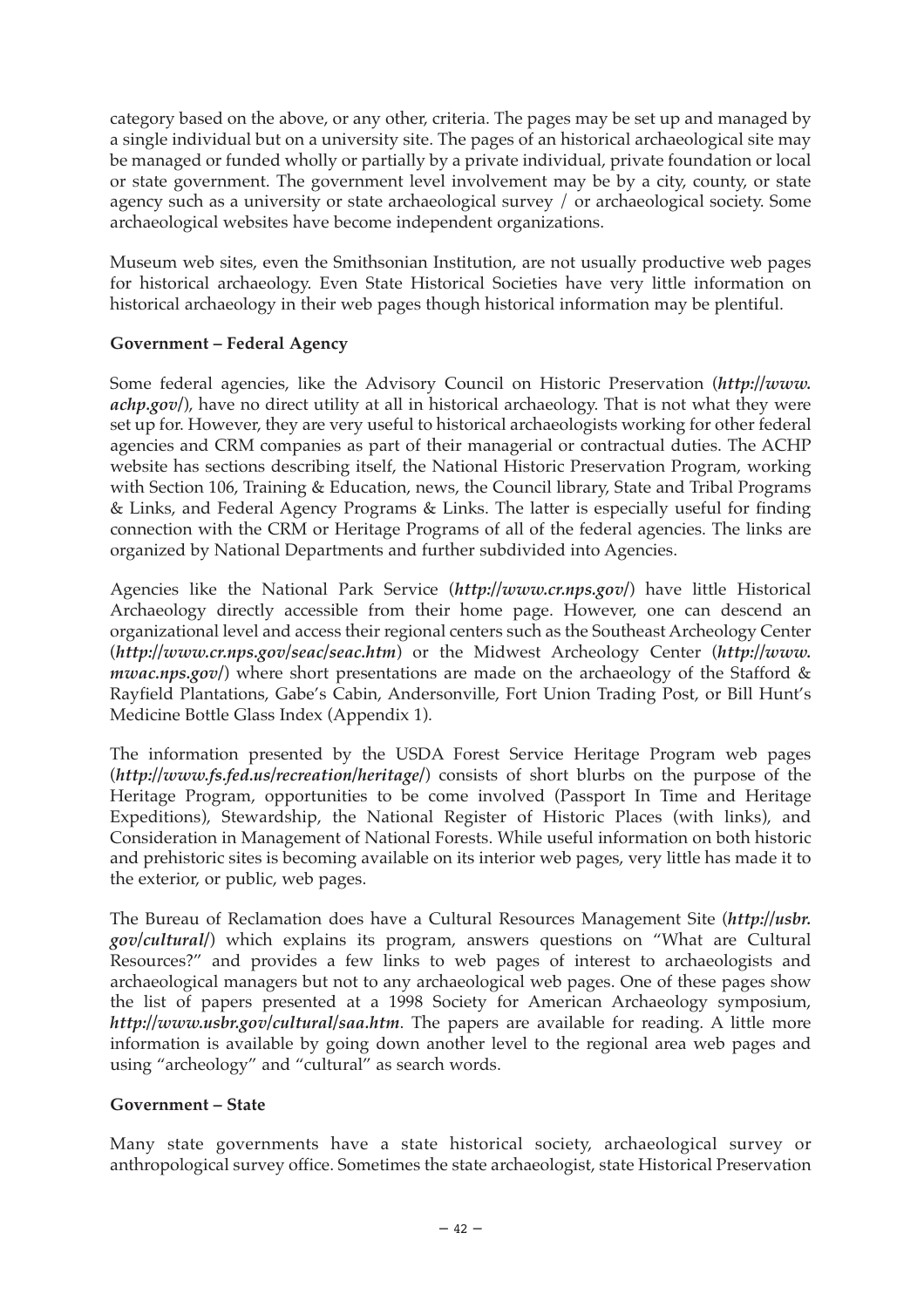category based on the above, or any other, criteria. The pages may be set up and managed by a single individual but on a university site. The pages of an historical archaeological site may be managed or funded wholly or partially by a private individual, private foundation or local or state government. The government level involvement may be by a city, county, or state agency such as a university or state archaeological survey / or archaeological society. Some archaeological websites have become independent organizations.

Museum web sites, even the Smithsonian Institution, are not usually productive web pages for historical archaeology. Even State Historical Societies have very little information on historical archaeology in their web pages though historical information may be plentiful.

**Government – Federal Agency**

Some federal agencies, like the Advisory Council on Historic Preservation (***http://www.achp.gov/***), have no direct utility at all in historical archaeology. That is not what they were set up for. However, they are very useful to historical archaeologists working for other federal agencies and CRM companies as part of their managerial or contractual duties. The ACHP website has sections describing itself, the National Historic Preservation Program, working with Section 106, Training & Education, news, the Council library, State and Tribal Programs & Links, and Federal Agency Programs & Links. The latter is especially useful for finding connection with the CRM or Heritage Programs of all of the federal agencies. The links are organized by National Departments and further subdivided into Agencies.

Agencies like the National Park Service (***http://www.cr.nps.gov/***) have little Historical Archaeology directly accessible from their home page. However, one can descend an organizational level and access their regional centers such as the Southeast Archeology Center (***http://www.cr.nps.gov/seac/seac.htm***) or the Midwest Archeology Center (***http://www.mwac.nps.gov/***) where short presentations are made on the archaeology of the Stafford & Rayfield Plantations, Gabe's Cabin, Andersonville, Fort Union Trading Post, or Bill Hunt's Medicine Bottle Glass Index (Appendix 1).

The information presented by the USDA Forest Service Heritage Program web pages (***http://www.fs.fed.us/recreation/heritage/***) consists of short blurbs on the purpose of the Heritage Program, opportunities to be come involved (Passport In Time and Heritage Expeditions), Stewardship, the National Register of Historic Places (with links), and Consideration in Management of National Forests. While useful information on both historic and prehistoric sites is becoming available on its interior web pages, very little has made it to the exterior, or public, web pages.

The Bureau of Reclamation does have a Cultural Resources Management Site (***http://usbr.gov/cultural/***) which explains its program, answers questions on "What are Cultural Resources?" and provides a few links to web pages of interest to archaeologists and archaeological managers but not to any archaeological web pages. One of these pages show the list of papers presented at a 1998 Society for American Archaeology symposium, ***http://www.usbr.gov/cultural/saa.htm***. The papers are available for reading. A little more information is available by going down another level to the regional area web pages and using "archeology" and "cultural" as search words.

**Government – State**

Many state governments have a state historical society, archaeological survey or anthropological survey office. Sometimes the state archaeologist, state Historical Preservation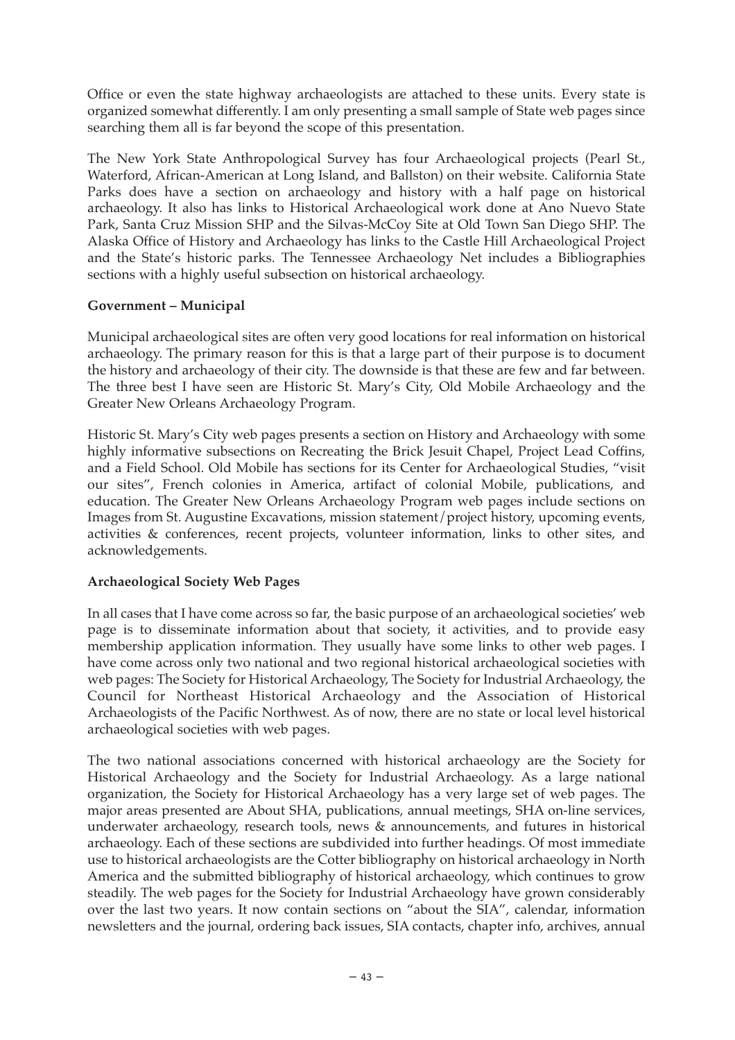Office or even the state highway archaeologists are attached to these units. Every state is organized somewhat differently. I am only presenting a small sample of State web pages since searching them all is far beyond the scope of this presentation.

The New York State Anthropological Survey has four Archaeological projects (Pearl St., Waterford, African-American at Long Island, and Ballston) on their website. California State Parks does have a section on archaeology and history with a half page on historical archaeology. It also has links to Historical Archaeological work done at Ano Nuevo State Park, Santa Cruz Mission SHP and the Silvas-McCoy Site at Old Town San Diego SHP. The Alaska Office of History and Archaeology has links to the Castle Hill Archaeological Project and the State's historic parks. The Tennessee Archaeology Net includes a Bibliographies sections with a highly useful subsection on historical archaeology.

**Government – Municipal**

Municipal archaeological sites are often very good locations for real information on historical archaeology. The primary reason for this is that a large part of their purpose is to document the history and archaeology of their city. The downside is that these are few and far between. The three best I have seen are Historic St. Mary's City, Old Mobile Archaeology and the Greater New Orleans Archaeology Program.

Historic St. Mary's City web pages presents a section on History and Archaeology with some highly informative subsections on Recreating the Brick Jesuit Chapel, Project Lead Coffins, and a Field School. Old Mobile has sections for its Center for Archaeological Studies, "visit our sites", French colonies in America, artifact of colonial Mobile, publications, and education. The Greater New Orleans Archaeology Program web pages include sections on Images from St. Augustine Excavations, mission statement/project history, upcoming events, activities & conferences, recent projects, volunteer information, links to other sites, and acknowledgements.

**Archaeological Society Web Pages**

In all cases that I have come across so far, the basic purpose of an archaeological societies' web page is to disseminate information about that society, it activities, and to provide easy membership application information. They usually have some links to other web pages. I have come across only two national and two regional historical archaeological societies with web pages: The Society for Historical Archaeology, The Society for Industrial Archaeology, the Council for Northeast Historical Archaeology and the Association of Historical Archaeologists of the Pacific Northwest. As of now, there are no state or local level historical archaeological societies with web pages.

The two national associations concerned with historical archaeology are the Society for Historical Archaeology and the Society for Industrial Archaeology. As a large national organization, the Society for Historical Archaeology has a very large set of web pages. The major areas presented are About SHA, publications, annual meetings, SHA on-line services, underwater archaeology, research tools, news & announcements, and futures in historical archaeology. Each of these sections are subdivided into further headings. Of most immediate use to historical archaeologists are the Cotter bibliography on historical archaeology in North America and the submitted bibliography of historical archaeology, which continues to grow steadily. The web pages for the Society for Industrial Archaeology have grown considerably over the last two years. It now contain sections on "about the SIA", calendar, information newsletters and the journal, ordering back issues, SIA contacts, chapter info, archives, annual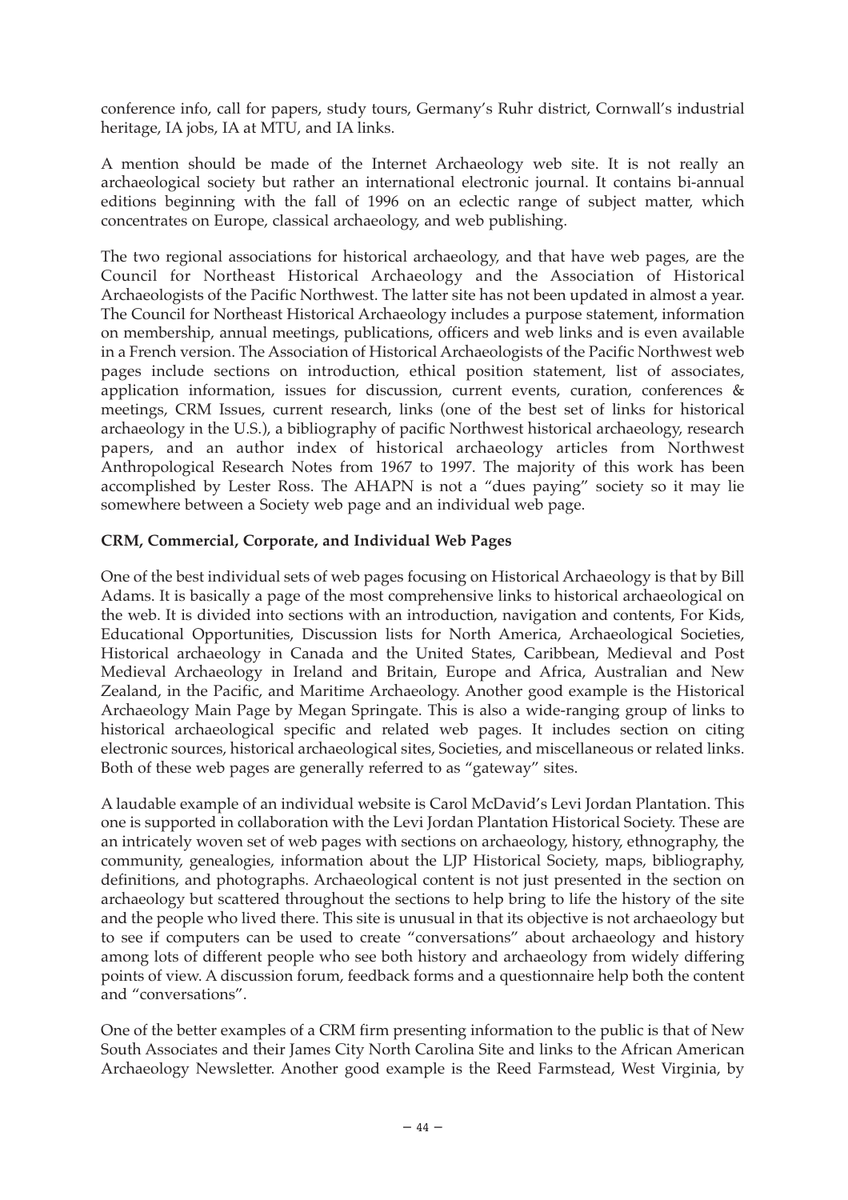conference info, call for papers, study tours, Germany's Ruhr district, Cornwall's industrial heritage, IA jobs, IA at MTU, and IA links.

A mention should be made of the Internet Archaeology web site. It is not really an archaeological society but rather an international electronic journal. It contains bi-annual editions beginning with the fall of 1996 on an eclectic range of subject matter, which concentrates on Europe, classical archaeology, and web publishing.

The two regional associations for historical archaeology, and that have web pages, are the Council for Northeast Historical Archaeology and the Association of Historical Archaeologists of the Pacific Northwest. The latter site has not been updated in almost a year. The Council for Northeast Historical Archaeology includes a purpose statement, information on membership, annual meetings, publications, officers and web links and is even available in a French version. The Association of Historical Archaeologists of the Pacific Northwest web pages include sections on introduction, ethical position statement, list of associates, application information, issues for discussion, current events, curation, conferences & meetings, CRM Issues, current research, links (one of the best set of links for historical archaeology in the U.S.), a bibliography of pacific Northwest historical archaeology, research papers, and an author index of historical archaeology articles from Northwest Anthropological Research Notes from 1967 to 1997. The majority of this work has been accomplished by Lester Ross. The AHAPN is not a "dues paying" society so it may lie somewhere between a Society web page and an individual web page.

**CRM, Commercial, Corporate, and Individual Web Pages**

One of the best individual sets of web pages focusing on Historical Archaeology is that by Bill Adams. It is basically a page of the most comprehensive links to historical archaeological on the web. It is divided into sections with an introduction, navigation and contents, For Kids, Educational Opportunities, Discussion lists for North America, Archaeological Societies, Historical archaeology in Canada and the United States, Caribbean, Medieval and Post Medieval Archaeology in Ireland and Britain, Europe and Africa, Australian and New Zealand, in the Pacific, and Maritime Archaeology. Another good example is the Historical Archaeology Main Page by Megan Springate. This is also a wide-ranging group of links to historical archaeological specific and related web pages. It includes section on citing electronic sources, historical archaeological sites, Societies, and miscellaneous or related links. Both of these web pages are generally referred to as "gateway" sites.

A laudable example of an individual website is Carol McDavid's Levi Jordan Plantation. This one is supported in collaboration with the Levi Jordan Plantation Historical Society. These are an intricately woven set of web pages with sections on archaeology, history, ethnography, the community, genealogies, information about the LJP Historical Society, maps, bibliography, definitions, and photographs. Archaeological content is not just presented in the section on archaeology but scattered throughout the sections to help bring to life the history of the site and the people who lived there. This site is unusual in that its objective is not archaeology but to see if computers can be used to create "conversations" about archaeology and history among lots of different people who see both history and archaeology from widely differing points of view. A discussion forum, feedback forms and a questionnaire help both the content and "conversations".

One of the better examples of a CRM firm presenting information to the public is that of New South Associates and their James City North Carolina Site and links to the African American Archaeology Newsletter. Another good example is the Reed Farmstead, West Virginia, by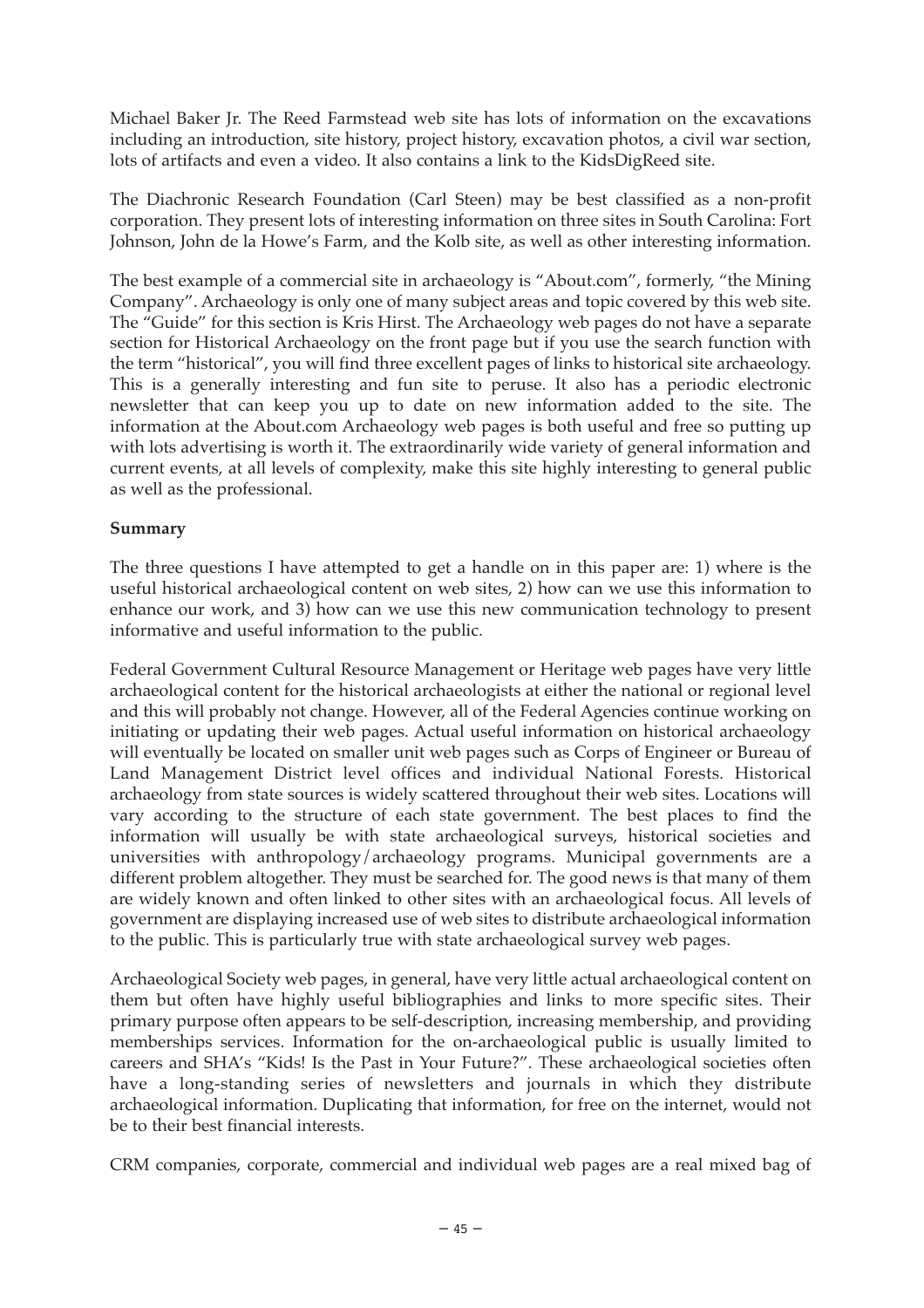Michael Baker Jr. The Reed Farmstead web site has lots of information on the excavations including an introduction, site history, project history, excavation photos, a civil war section, lots of artifacts and even a video. It also contains a link to the KidsDigReed site.

The Diachronic Research Foundation (Carl Steen) may be best classified as a non-profit corporation. They present lots of interesting information on three sites in South Carolina: Fort Johnson, John de la Howe's Farm, and the Kolb site, as well as other interesting information.

The best example of a commercial site in archaeology is "About.com", formerly, "the Mining Company". Archaeology is only one of many subject areas and topic covered by this web site. The "Guide" for this section is Kris Hirst. The Archaeology web pages do not have a separate section for Historical Archaeology on the front page but if you use the search function with the term "historical", you will find three excellent pages of links to historical site archaeology. This is a generally interesting and fun site to peruse. It also has a periodic electronic newsletter that can keep you up to date on new information added to the site. The information at the About.com Archaeology web pages is both useful and free so putting up with lots advertising is worth it. The extraordinarily wide variety of general information and current events, at all levels of complexity, make this site highly interesting to general public as well as the professional.

**Summary**

The three questions I have attempted to get a handle on in this paper are: 1) where is the useful historical archaeological content on web sites, 2) how can we use this information to enhance our work, and 3) how can we use this new communication technology to present informative and useful information to the public.

Federal Government Cultural Resource Management or Heritage web pages have very little archaeological content for the historical archaeologists at either the national or regional level and this will probably not change. However, all of the Federal Agencies continue working on initiating or updating their web pages. Actual useful information on historical archaeology will eventually be located on smaller unit web pages such as Corps of Engineer or Bureau of Land Management District level offices and individual National Forests. Historical archaeology from state sources is widely scattered throughout their web sites. Locations will vary according to the structure of each state government. The best places to find the information will usually be with state archaeological surveys, historical societies and universities with anthropology/archaeology programs. Municipal governments are a different problem altogether. They must be searched for. The good news is that many of them are widely known and often linked to other sites with an archaeological focus. All levels of government are displaying increased use of web sites to distribute archaeological information to the public. This is particularly true with state archaeological survey web pages.

Archaeological Society web pages, in general, have very little actual archaeological content on them but often have highly useful bibliographies and links to more specific sites. Their primary purpose often appears to be self-description, increasing membership, and providing memberships services. Information for the on-archaeological public is usually limited to careers and SHA's "Kids! Is the Past in Your Future?". These archaeological societies often have a long-standing series of newsletters and journals in which they distribute archaeological information. Duplicating that information, for free on the internet, would not be to their best financial interests.

CRM companies, corporate, commercial and individual web pages are a real mixed bag of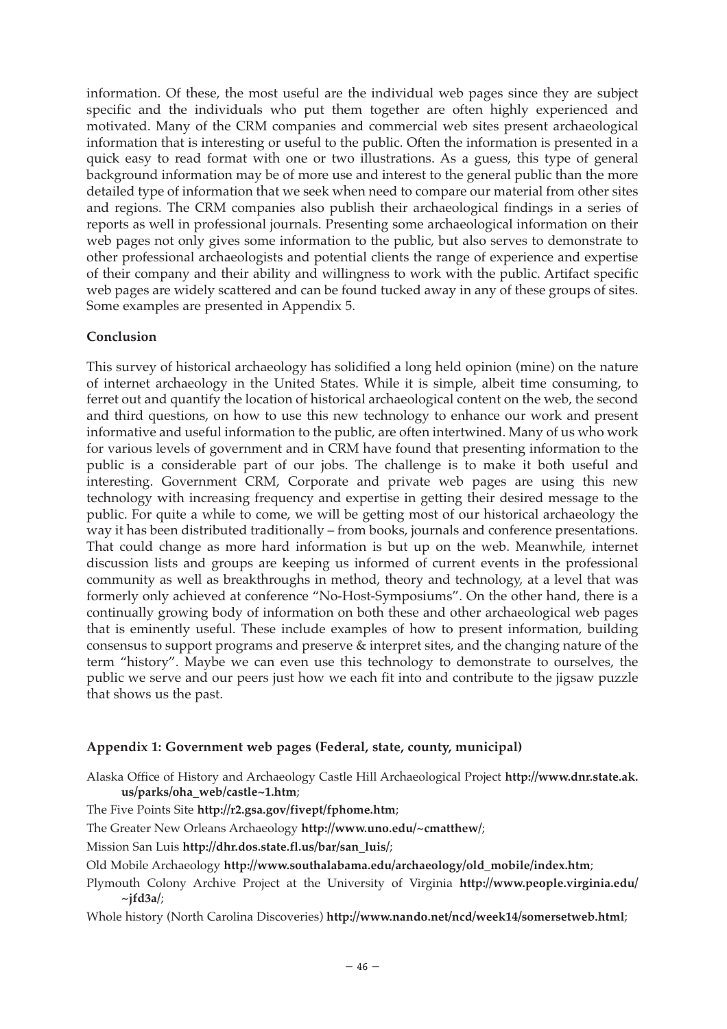information. Of these, the most useful are the individual web pages since they are subject specific and the individuals who put them together are often highly experienced and motivated. Many of the CRM companies and commercial web sites present archaeological information that is interesting or useful to the public. Often the information is presented in a quick easy to read format with one or two illustrations. As a guess, this type of general background information may be of more use and interest to the general public than the more detailed type of information that we seek when need to compare our material from other sites and regions. The CRM companies also publish their archaeological findings in a series of reports as well in professional journals. Presenting some archaeological information on their web pages not only gives some information to the public, but also serves to demonstrate to other professional archaeologists and potential clients the range of experience and expertise of their company and their ability and willingness to work with the public. Artifact specific web pages are widely scattered and can be found tucked away in any of these groups of sites. Some examples are presented in Appendix 5.

**Conclusion**

This survey of historical archaeology has solidified a long held opinion (mine) on the nature of internet archaeology in the United States. While it is simple, albeit time consuming, to ferret out and quantify the location of historical archaeological content on the web, the second and third questions, on how to use this new technology to enhance our work and present informative and useful information to the public, are often intertwined. Many of us who work for various levels of government and in CRM have found that presenting information to the public is a considerable part of our jobs. The challenge is to make it both useful and interesting. Government CRM, Corporate and private web pages are using this new technology with increasing frequency and expertise in getting their desired message to the public. For quite a while to come, we will be getting most of our historical archaeology the way it has been distributed traditionally – from books, journals and conference presentations. That could change as more hard information is but up on the web. Meanwhile, internet discussion lists and groups are keeping us informed of current events in the professional community as well as breakthroughs in method, theory and technology, at a level that was formerly only achieved at conference "No-Host-Symposiums". On the other hand, there is a continually growing body of information on both these and other archaeological web pages that is eminently useful. These include examples of how to present information, building consensus to support programs and preserve & interpret sites, and the changing nature of the term "history". Maybe we can even use this technology to demonstrate to ourselves, the public we serve and our peers just how we each fit into and contribute to the jigsaw puzzle that shows us the past.

**Appendix 1: Government web pages (Federal, state, county, municipal)**

Alaska Office of History and Archaeology Castle Hill Archaeological Project **http://www.dnr.state.ak.us/parks/oha_web/castle~1.htm**;

The Five Points Site **http://r2.gsa.gov/fivept/fphome.htm**;

The Greater New Orleans Archaeology **http://www.uno.edu/~cmatthew/**;

Mission San Luis **http://dhr.dos.state.fl.us/bar/san_luis/**;

Old Mobile Archaeology **http://www.southalabama.edu/archaeology/old_mobile/index.htm**;

Plymouth Colony Archive Project at the University of Virginia **http://www.people.virginia.edu/~jfd3a/**;

Whole history (North Carolina Discoveries) **http://www.nando.net/ncd/week14/somersetweb.html**;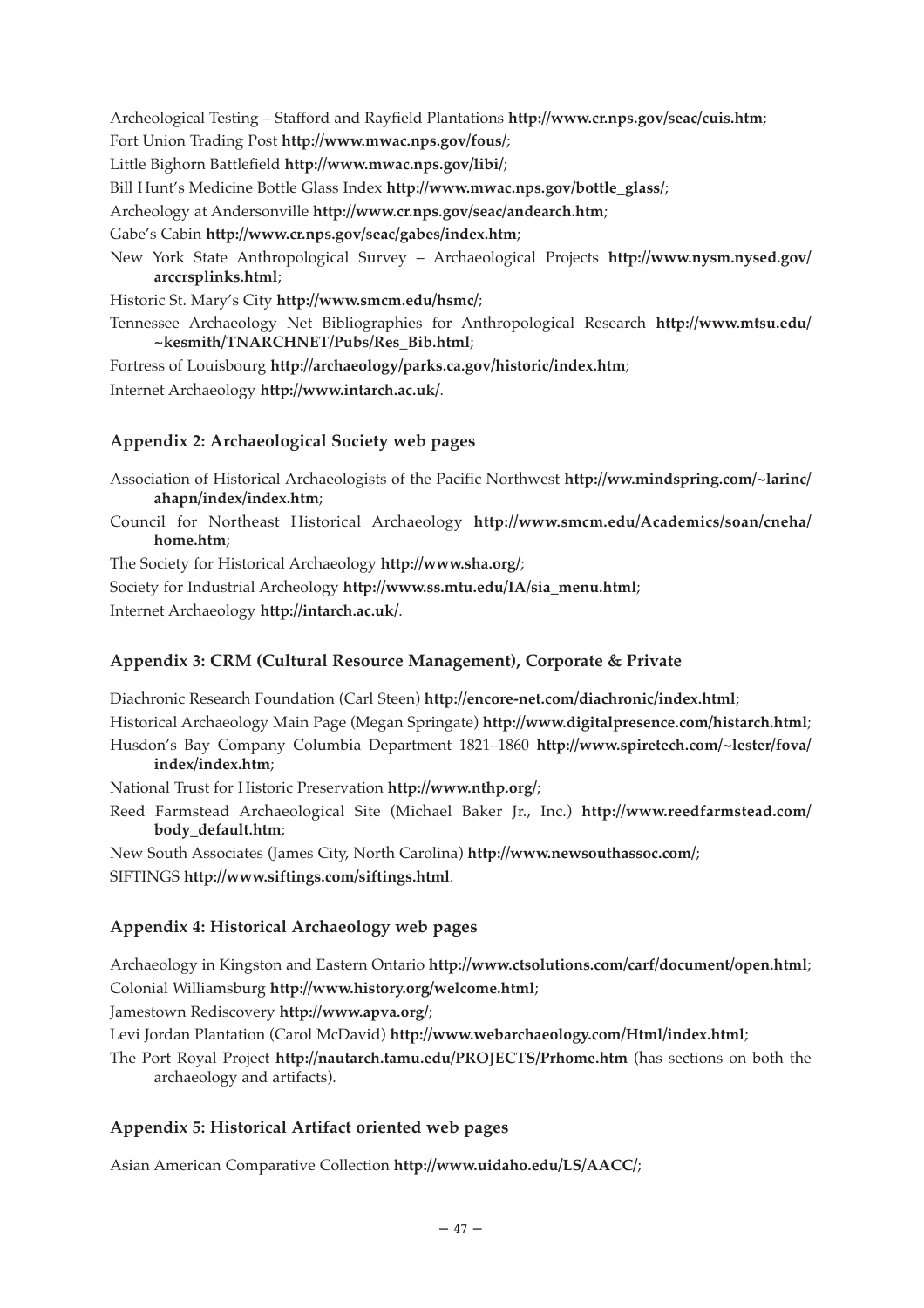Archeological Testing – Stafford and Rayfield Plantations **http://www.cr.nps.gov/seac/cuis.htm**;

Fort Union Trading Post **http://www.mwac.nps.gov/fous/**;

Little Bighorn Battlefield **http://www.mwac.nps.gov/libi/**;

Bill Hunt's Medicine Bottle Glass Index **http://www.mwac.nps.gov/bottle_glass/**;

Archeology at Andersonville **http://www.cr.nps.gov/seac/andearch.htm**;

Gabe's Cabin **http://www.cr.nps.gov/seac/gabes/index.htm**;

New York State Anthropological Survey – Archaeological Projects **http://www.nysm.nysed.gov/arccrsplinks.html**;

Historic St. Mary's City **http://www.smcm.edu/hsmc/**;

Tennessee Archaeology Net Bibliographies for Anthropological Research **http://www.mtsu.edu/~kesmith/TNARCHNET/Pubs/Res_Bib.html**;

Fortress of Louisbourg **http://archaeology/parks.ca.gov/historic/index.htm**;

Internet Archaeology **http://www.intarch.ac.uk/**.

## Appendix 2: Archaeological Society web pages

Association of Historical Archaeologists of the Pacific Northwest **http://ww.mindspring.com/~larinc/ahapn/index/index.htm**;

Council for Northeast Historical Archaeology **http://www.smcm.edu/Academics/soan/cneha/home.htm**;

The Society for Historical Archaeology **http://www.sha.org/**;

Society for Industrial Archeology **http://www.ss.mtu.edu/IA/sia_menu.html**;

Internet Archaeology **http://intarch.ac.uk/**.

## Appendix 3: CRM (Cultural Resource Management), Corporate & Private

Diachronic Research Foundation (Carl Steen) **http://encore-net.com/diachronic/index.html**;

Historical Archaeology Main Page (Megan Springate) **http://www.digitalpresence.com/histarch.html**;

Husdon's Bay Company Columbia Department 1821–1860 **http://www.spiretech.com/~lester/fova/index/index.htm**;

National Trust for Historic Preservation **http://www.nthp.org/**;

Reed Farmstead Archaeological Site (Michael Baker Jr., Inc.) **http://www.reedfarmstead.com/body_default.htm**;

New South Associates (James City, North Carolina) **http://www.newsouthassoc.com/**;

SIFTINGS **http://www.siftings.com/siftings.html**.

## Appendix 4: Historical Archaeology web pages

Archaeology in Kingston and Eastern Ontario **http://www.ctsolutions.com/carf/document/open.html**;

Colonial Williamsburg **http://www.history.org/welcome.html**;

Jamestown Rediscovery **http://www.apva.org/**;

Levi Jordan Plantation (Carol McDavid) **http://www.webarchaeology.com/Html/index.html**;

The Port Royal Project **http://nautarch.tamu.edu/PROJECTS/Prhome.htm** (has sections on both the archaeology and artifacts).

## Appendix 5: Historical Artifact oriented web pages

Asian American Comparative Collection **http://www.uidaho.edu/LS/AACC/**;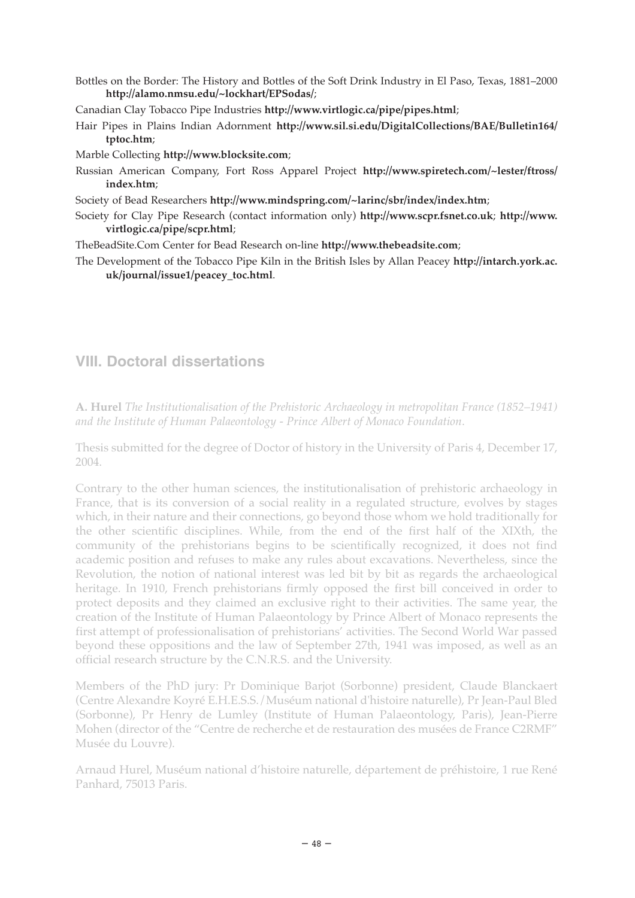Bottles on the Border: The History and Bottles of the Soft Drink Industry in El Paso, Texas, 1881–2000 **http://alamo.nmsu.edu/~lockhart/EPSodas/**;

Canadian Clay Tobacco Pipe Industries **http://www.virtlogic.ca/pipe/pipes.html**;

Hair Pipes in Plains Indian Adornment **http://www.sil.si.edu/DigitalCollections/BAE/Bulletin164/tptoc.htm**;

Marble Collecting **http://www.blocksite.com**;

Russian American Company, Fort Ross Apparel Project **http://www.spiretech.com/~lester/ftross/index.htm**;

Society of Bead Researchers **http://www.mindspring.com/~larinc/sbr/index/index.htm**;

Society for Clay Pipe Research (contact information only) **http://www.scpr.fsnet.co.uk**; **http://www.virtlogic.ca/pipe/scpr.html**;

TheBeadSite.Com Center for Bead Research on-line **http://www.thebeadsite.com**;

The Development of the Tobacco Pipe Kiln in the British Isles by Allan Peacey **http://intarch.york.ac.uk/journal/issue1/peacey_toc.html**.

## VIII. Doctoral dissertations

**A. Hurel** *The Institutionalisation of the Prehistoric Archaeology in metropolitan France (1852–1941) and the Institute of Human Palaeontology - Prince Albert of Monaco Foundation*.

Thesis submitted for the degree of Doctor of history in the University of Paris 4, December 17, 2004.

Contrary to the other human sciences, the institutionalisation of prehistoric archaeology in France, that is its conversion of a social reality in a regulated structure, evolves by stages which, in their nature and their connections, go beyond those whom we hold traditionally for the other scientific disciplines. While, from the end of the first half of the XIXth, the community of the prehistorians begins to be scientifically recognized, it does not find academic position and refuses to make any rules about excavations. Nevertheless, since the Revolution, the notion of national interest was led bit by bit as regards the archaeological heritage. In 1910, French prehistorians firmly opposed the first bill conceived in order to protect deposits and they claimed an exclusive right to their activities. The same year, the creation of the Institute of Human Palaeontology by Prince Albert of Monaco represents the first attempt of professionalisation of prehistorians' activities. The Second World War passed beyond these oppositions and the law of September 27th, 1941 was imposed, as well as an official research structure by the C.N.R.S. and the University.

Members of the PhD jury: Pr Dominique Barjot (Sorbonne) president, Claude Blanckaert (Centre Alexandre Koyré E.H.E.S.S. / Muséum national d'histoire naturelle), Pr Jean-Paul Bled (Sorbonne), Pr Henry de Lumley (Institute of Human Palaeontology, Paris), Jean-Pierre Mohen (director of the "Centre de recherche et de restauration des musées de France C2RMF" Musée du Louvre).

Arnaud Hurel, Muséum national d'histoire naturelle, département de préhistoire, 1 rue René Panhard, 75013 Paris.